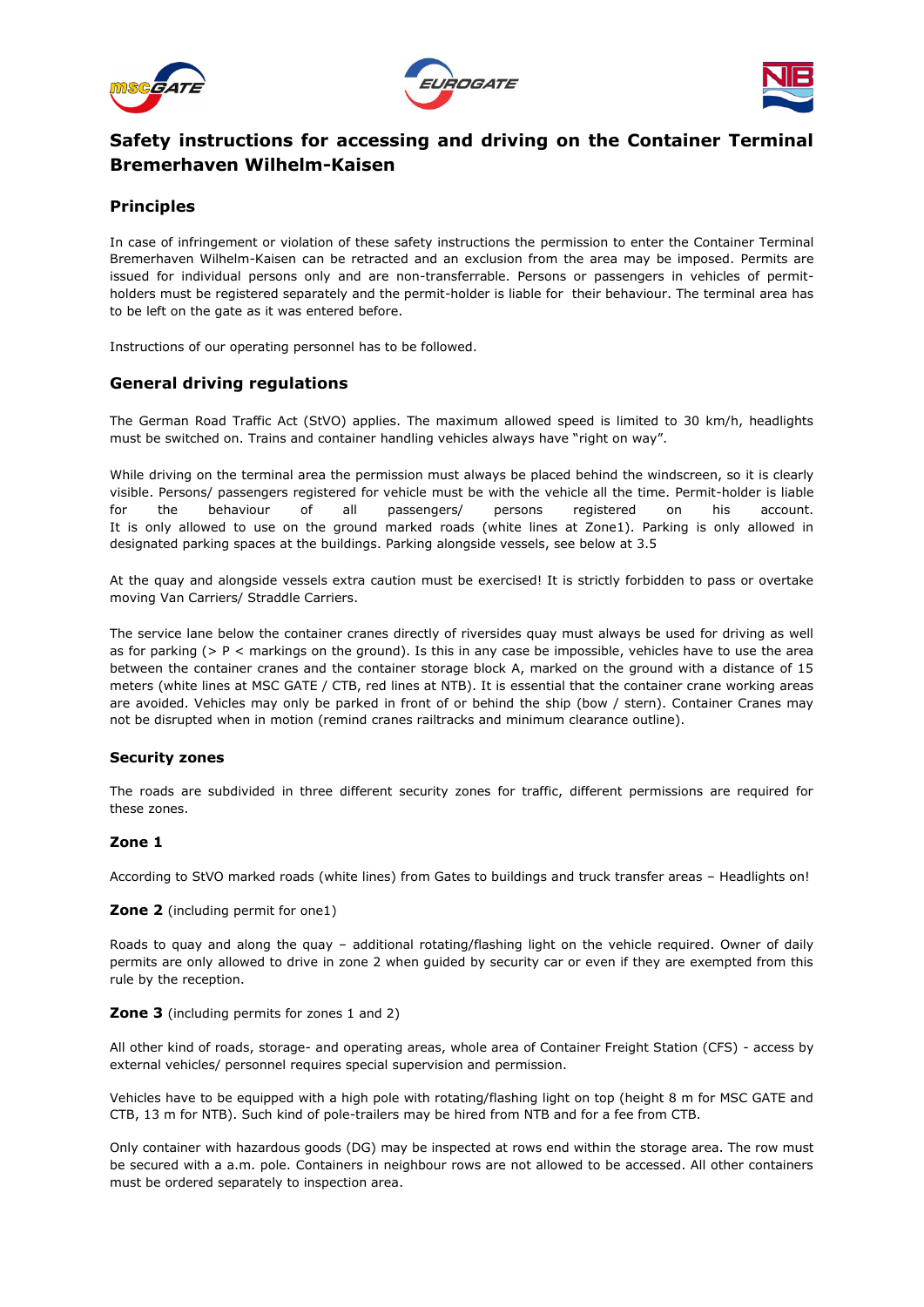# Safety instructions for accessing and driving on the Container Terminal Bremerhaven Wilhelm-Kaisen

## Principles

In case of infringement or violation of these safety instructions the permission to enter the Container Terminal Bremerhaven Wilhelm-Kaisen can be retracted and an exclusion from the area may be imposed. Permits are issued for individual persons only and are non-transferrable. Persons or passengers in vehicles of permit-holders must be registered separately and the permit-holder is liable for their behaviour. The terminal area has to be left on the gate as it was entered before.

Instructions of our operating personnel has to be followed.

## General driving regulations

The German Road Traffic Act (StVO) applies. The maximum allowed speed is limited to 30 km/h, headlights must be switched on. Trains and container handling vehicles always have "right on way".

While driving on the terminal area the permission must always be placed behind the windscreen, so it is clearly visible. Persons/ passengers registered for vehicle must be with the vehicle all the time. Permit-holder is liable for the behaviour of all passengers/ persons registered on his account. It is only allowed to use on the ground marked roads (white lines at Zone1). Parking is only allowed in designated parking spaces at the buildings. Parking alongside vessels, see below at 3.5

At the quay and alongside vessels extra caution must be exercised! It is strictly forbidden to pass or overtake moving Van Carriers/ Straddle Carriers.

The service lane below the container cranes directly of riversides quay must always be used for driving as well as for parking (> P < markings on the ground). Is this in any case be impossible, vehicles have to use the area between the container cranes and the container storage block A, marked on the ground with a distance of 15 meters (white lines at MSC GATE / CTB, red lines at NTB). It is essential that the container crane working areas are avoided. Vehicles may only be parked in front of or behind the ship (bow / stern). Container Cranes may not be disrupted when in motion (remind cranes railtracks and minimum clearance outline).

### Security zones

The roads are subdivided in three different security zones for traffic, different permissions are required for these zones.

### Zone 1

According to StVO marked roads (white lines) from Gates to buildings and truck transfer areas – Headlights on!

**Zone 2** (including permit for one1)

Roads to quay and along the quay – additional rotating/flashing light on the vehicle required. Owner of daily permits are only allowed to drive in zone 2 when guided by security car or even if they are exempted from this rule by the reception.

**Zone 3** (including permits for zones 1 and 2)

All other kind of roads, storage- and operating areas, whole area of Container Freight Station (CFS) - access by external vehicles/ personnel requires special supervision and permission.

Vehicles have to be equipped with a high pole with rotating/flashing light on top (height 8 m for MSC GATE and CTB, 13 m for NTB). Such kind of pole-trailers may be hired from NTB and for a fee from CTB.

Only container with hazardous goods (DG) may be inspected at rows end within the storage area. The row must be secured with a a.m. pole. Containers in neighbour rows are not allowed to be accessed. All other containers must be ordered separately to inspection area.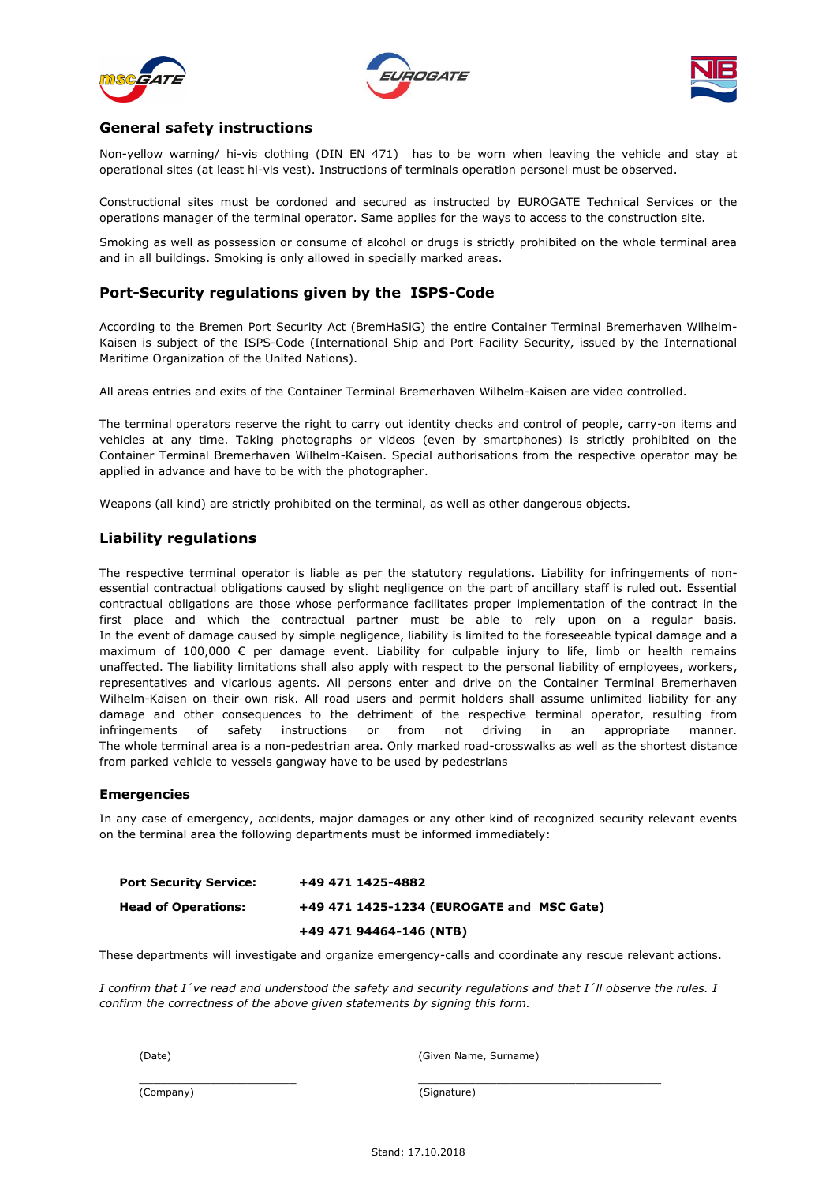## General safety instructions

Non-yellow warning/ hi-vis clothing (DIN EN 471) has to be worn when leaving the vehicle and stay at operational sites (at least hi-vis vest). Instructions of terminals operation personel must be observed.

Constructional sites must be cordoned and secured as instructed by EUROGATE Technical Services or the operations manager of the terminal operator. Same applies for the ways to access to the construction site.

Smoking as well as possession or consume of alcohol or drugs is strictly prohibited on the whole terminal area and in all buildings. Smoking is only allowed in specially marked areas.

## Port-Security regulations given by the ISPS-Code

According to the Bremen Port Security Act (BremHaSiG) the entire Container Terminal Bremerhaven Wilhelm-Kaisen is subject of the ISPS-Code (International Ship and Port Facility Security, issued by the International Maritime Organization of the United Nations).

All areas entries and exits of the Container Terminal Bremerhaven Wilhelm-Kaisen are video controlled.

The terminal operators reserve the right to carry out identity checks and control of people, carry-on items and vehicles at any time. Taking photographs or videos (even by smartphones) is strictly prohibited on the Container Terminal Bremerhaven Wilhelm-Kaisen. Special authorisations from the respective operator may be applied in advance and have to be with the photographer.

Weapons (all kind) are strictly prohibited on the terminal, as well as other dangerous objects.

## Liability regulations

The respective terminal operator is liable as per the statutory regulations. Liability for infringements of non-essential contractual obligations caused by slight negligence on the part of ancillary staff is ruled out. Essential contractual obligations are those whose performance facilitates proper implementation of the contract in the first place and which the contractual partner must be able to rely upon on a regular basis. In the event of damage caused by simple negligence, liability is limited to the foreseeable typical damage and a maximum of 100,000 € per damage event. Liability for culpable injury to life, limb or health remains unaffected. The liability limitations shall also apply with respect to the personal liability of employees, workers, representatives and vicarious agents. All persons enter and drive on the Container Terminal Bremerhaven Wilhelm-Kaisen on their own risk. All road users and permit holders shall assume unlimited liability for any damage and other consequences to the detriment of the respective terminal operator, resulting from infringements of safety instructions or from not driving in an appropriate manner. The whole terminal area is a non-pedestrian area. Only marked road-crosswalks as well as the shortest distance from parked vehicle to vessels gangway have to be used by pedestrians

### Emergencies

In any case of emergency, accidents, major damages or any other kind of recognized security relevant events on the terminal area the following departments must be informed immediately:

| | |
|---|---|
| **Port Security Service:** | **+49 471 1425-4882** |
| **Head of Operations:** | **+49 471 1425-1234 (EUROGATE and MSC Gate)** |
| | **+49 471 94464-146 (NTB)** |

These departments will investigate and organize emergency-calls and coordinate any rescue relevant actions.

*I confirm that I´ve read and understood the safety and security regulations and that I´ll observe the rules. I confirm the correctness of the above given statements by signing this form.*

\_\_\_\_\_\_\_\_\_\_\_\_\_\_\_\_\_\_\_\_ (Date)

\_\_\_\_\_\_\_\_\_\_\_\_\_\_\_\_\_\_\_\_ (Given Name, Surname)

\_\_\_\_\_\_\_\_\_\_\_\_\_\_\_\_\_\_\_\_ (Company)

\_\_\_\_\_\_\_\_\_\_\_\_\_\_\_\_\_\_\_\_ (Signature)

Stand: 17.10.2018